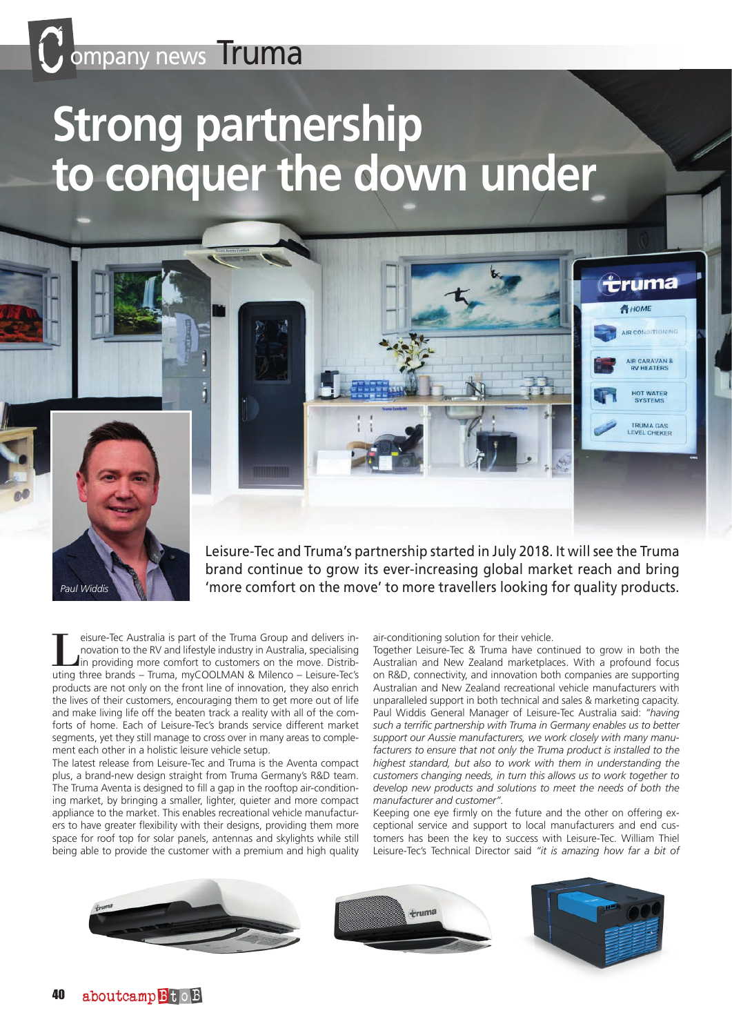Company news Truma

# Strong partnership to conquer the down under

*Paul Widdis*

Leisure-Tec and Truma's partnership started in July 2018. It will see the Truma brand continue to grow its ever-increasing global market reach and bring 'more comfort on the move' to more travellers looking for quality products.

Leisure-Tec Australia is part of the Truma Group and delivers innovation to the RV and lifestyle industry in Australia, specialising in providing more comfort to customers on the move. Distributing three brands – Truma, myCOOLMAN & Milenco – Leisure-Tec's products are not only on the front line of innovation, they also enrich the lives of their customers, encouraging them to get more out of life and make living life off the beaten track a reality with all of the comforts of home. Each of Leisure-Tec's brands service different market segments, yet they still manage to cross over in many areas to complement each other in a holistic leisure vehicle setup.

The latest release from Leisure-Tec and Truma is the Aventa compact plus, a brand-new design straight from Truma Germany's R&D team. The Truma Aventa is designed to fill a gap in the rooftop air-conditioning market, by bringing a smaller, lighter, quieter and more compact appliance to the market. This enables recreational vehicle manufacturers to have greater flexibility with their designs, providing them more space for roof top for solar panels, antennas and skylights while still being able to provide the customer with a premium and high quality air-conditioning solution for their vehicle.

Together Leisure-Tec & Truma have continued to grow in both the Australian and New Zealand marketplaces. With a profound focus on R&D, connectivity, and innovation both companies are supporting Australian and New Zealand recreational vehicle manufacturers with unparalleled support in both technical and sales & marketing capacity. Paul Widdis General Manager of Leisure-Tec Australia said: *"having such a terrific partnership with Truma in Germany enables us to better support our Aussie manufacturers, we work closely with many manufacturers to ensure that not only the Truma product is installed to the highest standard, but also to work with them in understanding the customers changing needs, in turn this allows us to work together to develop new products and solutions to meet the needs of both the manufacturer and customer".*

Keeping one eye firmly on the future and the other on offering exceptional service and support to local manufacturers and end customers has been the key to success with Leisure-Tec. William Thiel Leisure-Tec's Technical Director said *"it is amazing how far a bit of*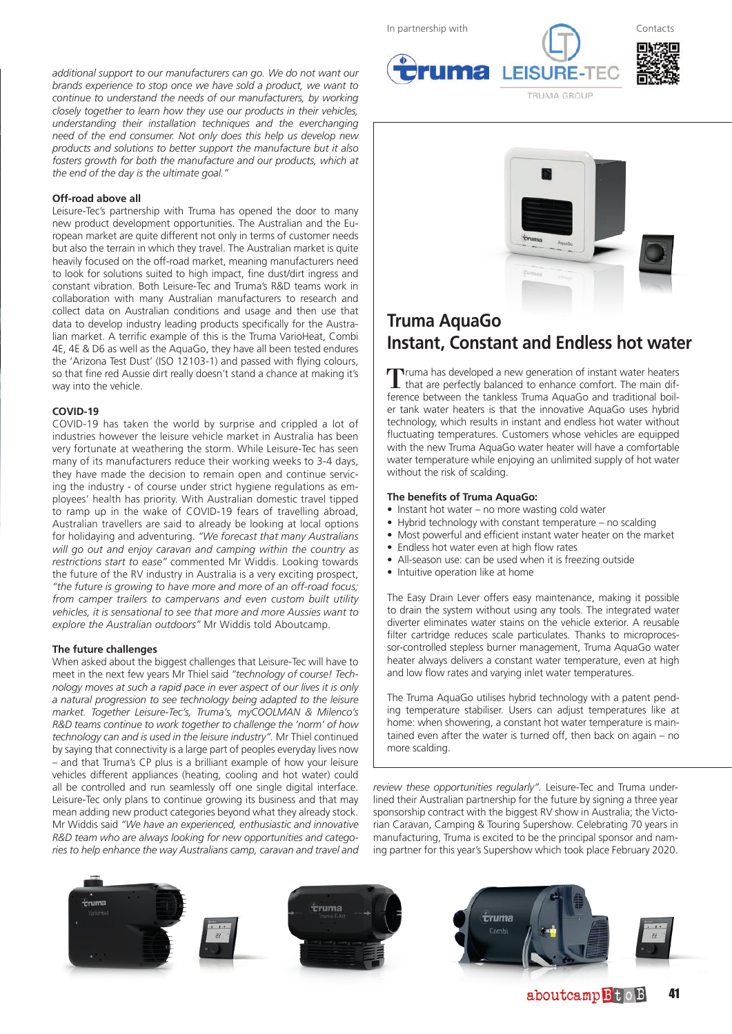*additional support to our manufacturers can go. We do not want our brands experience to stop once we have sold a product, we want to continue to understand the needs of our manufacturers, by working closely together to learn how they use our products in their vehicles, understanding their installation techniques and the everchanging need of the end consumer. Not only does this help us develop new products and solutions to better support the manufacture but it also fosters growth for both the manufacture and our products, which at the end of the day is the ultimate goal."*

**Off-road above all**

Leisure-Tec's partnership with Truma has opened the door to many new product development opportunities. The Australian and the European market are quite different not only in terms of customer needs but also the terrain in which they travel. The Australian market is quite heavily focused on the off-road market, meaning manufacturers need to look for solutions suited to high impact, fine dust/dirt ingress and constant vibration. Both Leisure-Tec and Truma's R&D teams work in collaboration with many Australian manufacturers to research and collect data on Australian conditions and usage and then use that data to develop industry leading products specifically for the Australian market. A terrific example of this is the Truma VarioHeat, Combi 4E, 4E & D6 as well as the AquaGo, they have all been tested endures the 'Arizona Test Dust' (ISO 12103-1) and passed with flying colours, so that fine red Aussie dirt really doesn't stand a chance at making it's way into the vehicle.

**COVID-19**

COVID-19 has taken the world by surprise and crippled a lot of industries however the leisure vehicle market in Australia has been very fortunate at weathering the storm. While Leisure-Tec has seen many of its manufacturers reduce their working weeks to 3-4 days, they have made the decision to remain open and continue servicing the industry - of course under strict hygiene regulations as employees' health has priority. With Australian domestic travel tipped to ramp up in the wake of COVID-19 fears of travelling abroad, Australian travellers are said to already be looking at local options for holidaying and adventuring. *"We forecast that many Australians will go out and enjoy caravan and camping within the country as restrictions start to ease"* commented Mr Widdis. Looking towards the future of the RV industry in Australia is a very exciting prospect, *"the future is growing to have more and more of an off-road focus; from camper trailers to campervans and even custom built utility vehicles, it is sensational to see that more and more Aussies want to explore the Australian outdoors"* Mr Widdis told Aboutcamp.

**The future challenges**

When asked about the biggest challenges that Leisure-Tec will have to meet in the next few years Mr Thiel said *"technology of course! Technology moves at such a rapid pace in ever aspect of our lives it is only a natural progression to see technology being adapted to the leisure market. Together Leisure-Tec's, Truma's, myCOOLMAN & Milenco's R&D teams continue to work together to challenge the 'norm' of how technology can and is used in the leisure industry"*. Mr Thiel continued by saying that connectivity is a large part of peoples everyday lives now – and that Truma's CP plus is a brilliant example of how your leisure vehicles different appliances (heating, cooling and hot water) could all be controlled and run seamlessly off one single digital interface. Leisure-Tec only plans to continue growing its business and that may mean adding new product categories beyond what they already stock. Mr Widdis said *"We have an experienced, enthusiastic and innovative R&D team who are always looking for new opportunities and categories to help enhance the way Australians camp, caravan and travel and review these opportunities regularly"*. Leisure-Tec and Truma underlined their Australian partnership for the future by signing a three year sponsorship contract with the biggest RV show in Australia; the Victorian Caravan, Camping & Touring Supershow. Celebrating 70 years in manufacturing, Truma is excited to be the principal sponsor and naming partner for this year's Supershow which took place February 2020.

## Truma AquaGo
## Instant, Constant and Endless hot water

Truma has developed a new generation of instant water heaters that are perfectly balanced to enhance comfort. The main difference between the tankless Truma AquaGo and traditional boiler tank water heaters is that the innovative AquaGo uses hybrid technology, which results in instant and endless hot water without fluctuating temperatures. Customers whose vehicles are equipped with the new Truma AquaGo water heater will have a comfortable water temperature while enjoying an unlimited supply of hot water without the risk of scalding.

**The benefits of Truma AquaGo:**

- Instant hot water – no more wasting cold water
- Hybrid technology with constant temperature – no scalding
- Most powerful and efficient instant water heater on the market
- Endless hot water even at high flow rates
- All-season use: can be used when it is freezing outside
- Intuitive operation like at home

The Easy Drain Lever offers easy maintenance, making it possible to drain the system without using any tools. The integrated water diverter eliminates water stains on the vehicle exterior. A reusable filter cartridge reduces scale particulates. Thanks to microprocessor-controlled stepless burner management, Truma AquaGo water heater always delivers a constant water temperature, even at high and low flow rates and varying inlet water temperatures.

The Truma AquaGo utilises hybrid technology with a patent pending temperature stabiliser. Users can adjust temperatures like at home: when showering, a constant hot water temperature is maintained even after the water is turned off, then back on again – no more scalding.